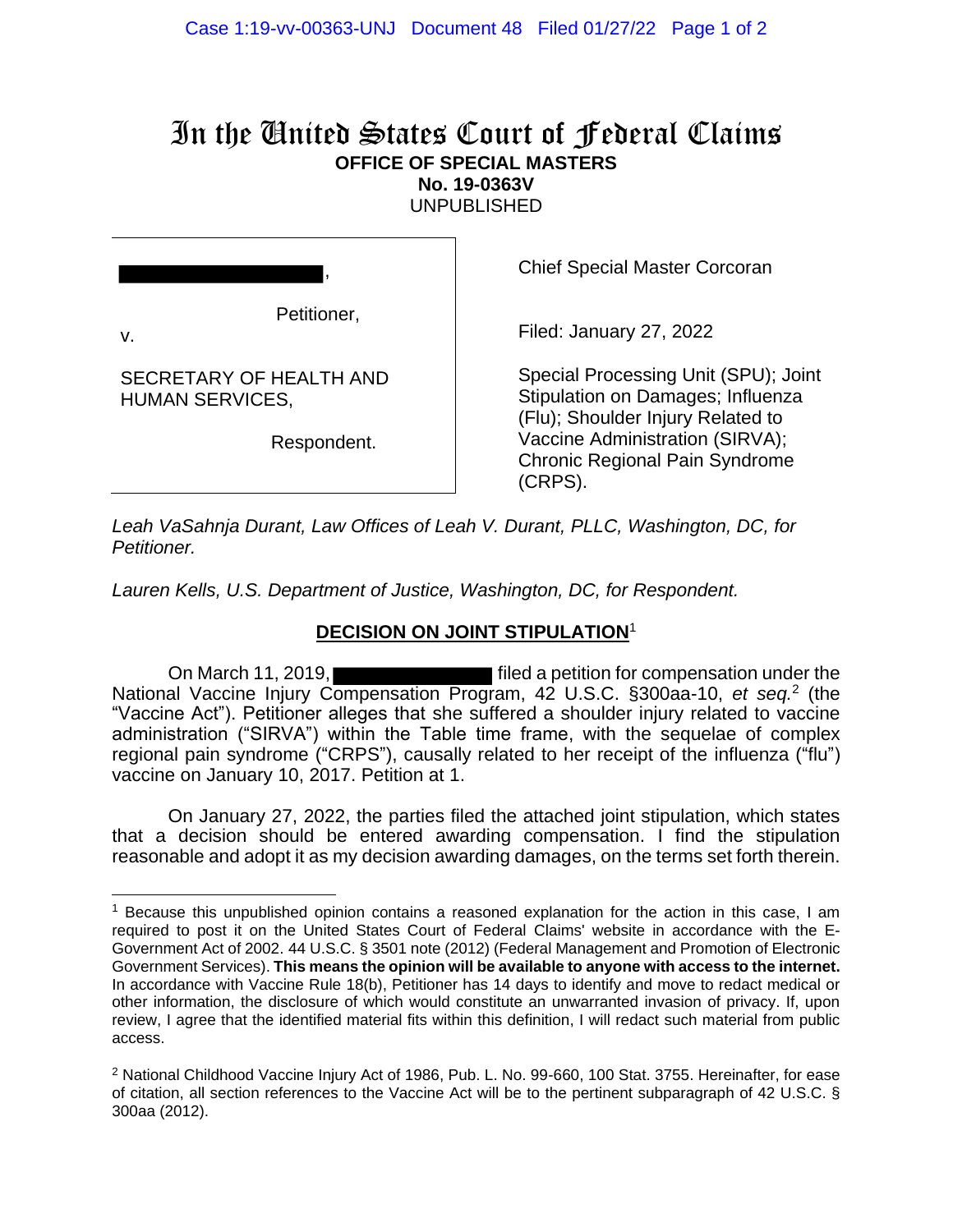# In the United States Court of Federal Claims

**OFFICE OF SPECIAL MASTERS**

**No. 19-0363V**

UNPUBLISHED

[REDACTED],

Petitioner,

v.

SECRETARY OF HEALTH AND HUMAN SERVICES,

Respondent.

Chief Special Master Corcoran

Filed: January 27, 2022

Special Processing Unit (SPU); Joint Stipulation on Damages; Influenza (Flu); Shoulder Injury Related to Vaccine Administration (SIRVA); Chronic Regional Pain Syndrome (CRPS).

*Leah VaSahnja Durant, Law Offices of Leah V. Durant, PLLC, Washington, DC, for Petitioner.*

*Lauren Kells, U.S. Department of Justice, Washington, DC, for Respondent.*

## DECISION ON JOINT STIPULATION[1]

On March 11, 2019, [REDACTED] filed a petition for compensation under the National Vaccine Injury Compensation Program, 42 U.S.C. §300aa-10, *et seq.*[2] (the "Vaccine Act"). Petitioner alleges that she suffered a shoulder injury related to vaccine administration ("SIRVA") within the Table time frame, with the sequelae of complex regional pain syndrome ("CRPS"), causally related to her receipt of the influenza ("flu") vaccine on January 10, 2017. Petition at 1.

On January 27, 2022, the parties filed the attached joint stipulation, which states that a decision should be entered awarding compensation. I find the stipulation reasonable and adopt it as my decision awarding damages, on the terms set forth therein.

---

[1] Because this unpublished opinion contains a reasoned explanation for the action in this case, I am required to post it on the United States Court of Federal Claims' website in accordance with the E-Government Act of 2002. 44 U.S.C. § 3501 note (2012) (Federal Management and Promotion of Electronic Government Services). **This means the opinion will be available to anyone with access to the internet.** In accordance with Vaccine Rule 18(b), Petitioner has 14 days to identify and move to redact medical or other information, the disclosure of which would constitute an unwarranted invasion of privacy. If, upon review, I agree that the identified material fits within this definition, I will redact such material from public access.

[2] National Childhood Vaccine Injury Act of 1986, Pub. L. No. 99-660, 100 Stat. 3755. Hereinafter, for ease of citation, all section references to the Vaccine Act will be to the pertinent subparagraph of 42 U.S.C. § 300aa (2012).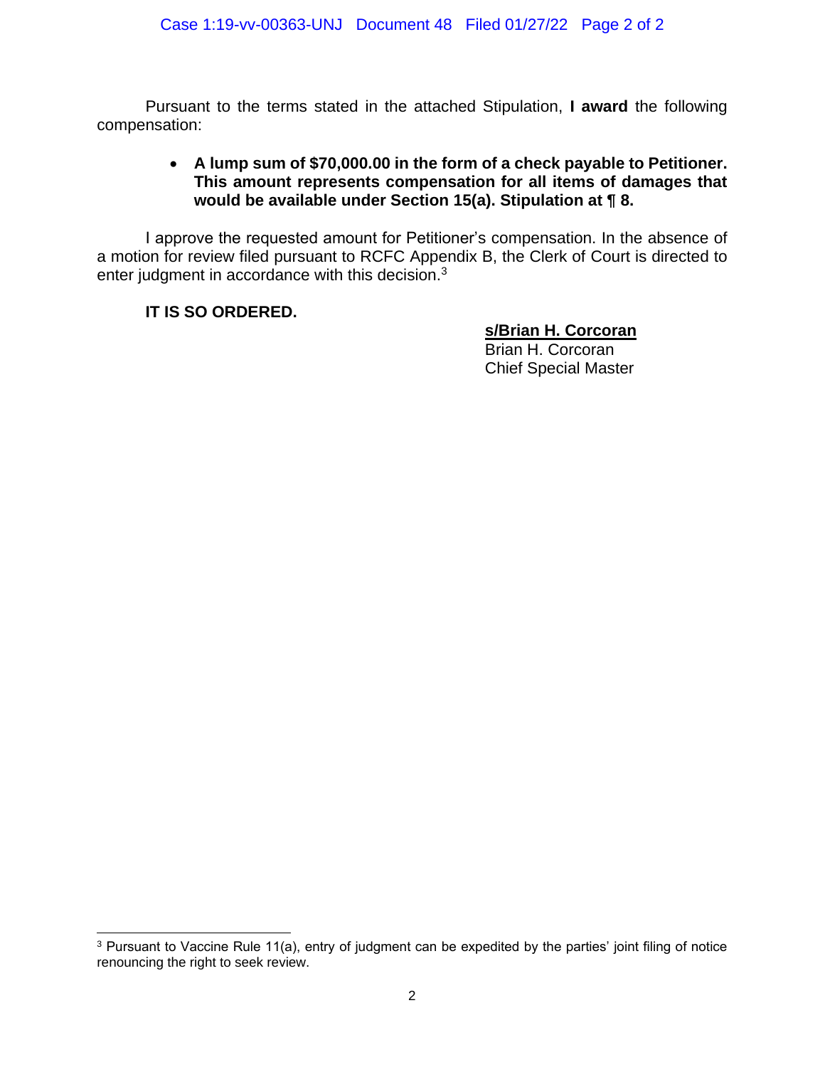Pursuant to the terms stated in the attached Stipulation, **I award** the following compensation:

- **A lump sum of $70,000.00 in the form of a check payable to Petitioner. This amount represents compensation for all items of damages that would be available under Section 15(a). Stipulation at ¶ 8.**

I approve the requested amount for Petitioner's compensation. In the absence of a motion for review filed pursuant to RCFC Appendix B, the Clerk of Court is directed to enter judgment in accordance with this decision.[3]

**IT IS SO ORDERED.**

**s/Brian H. Corcoran**
Brian H. Corcoran
Chief Special Master

---

[3] Pursuant to Vaccine Rule 11(a), entry of judgment can be expedited by the parties' joint filing of notice renouncing the right to seek review.